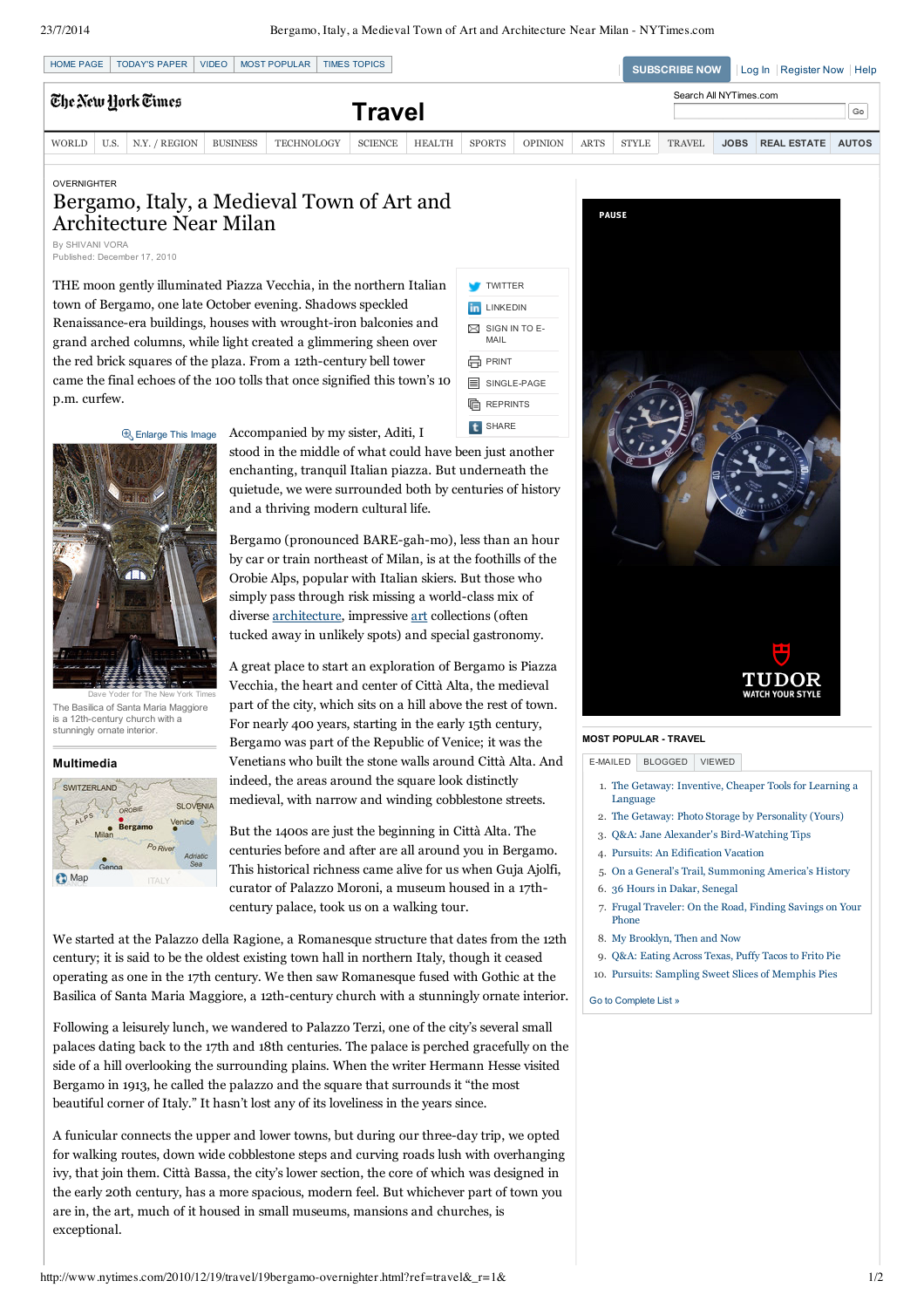OVERNIGHTER

# Bergamo, Italy, a Medieval Town of Art and Architecture Near Milan

By SHIVANI VORA
Published: December 17, 2010

THE moon gently illuminated Piazza Vecchia, in the northern Italian town of Bergamo, one late October evening. Shadows speckled Renaissance-era buildings, houses with wrought-iron balconies and grand arched columns, while light created a glimmering sheen over the red brick squares of the plaza. From a 12th-century bell tower came the final echoes of the 100 tolls that once signified this town's 10 p.m. curfew.

Dave Yoder for The New York Times
The Basilica of Santa Maria Maggiore is a 12th-century church with a stunningly ornate interior.

Accompanied by my sister, Aditi, I stood in the middle of what could have been just another enchanting, tranquil Italian piazza. But underneath the quietude, we were surrounded both by centuries of history and a thriving modern cultural life.

Bergamo (pronounced BARE-gah-mo), less than an hour by car or train northeast of Milan, is at the foothills of the Orobie Alps, popular with Italian skiers. But those who simply pass through risk missing a world-class mix of diverse architecture, impressive art collections (often tucked away in unlikely spots) and special gastronomy.

A great place to start an exploration of Bergamo is Piazza Vecchia, the heart and center of Città Alta, the medieval part of the city, which sits on a hill above the rest of town. For nearly 400 years, starting in the early 15th century, Bergamo was part of the Republic of Venice; it was the Venetians who built the stone walls around Città Alta. And indeed, the areas around the square look distinctly medieval, with narrow and winding cobblestone streets.

But the 1400s are just the beginning in Città Alta. The centuries before and after are all around you in Bergamo. This historical richness came alive for us when Guja Ajolfi, curator of Palazzo Moroni, a museum housed in a 17th-century palace, took us on a walking tour.

We started at the Palazzo della Ragione, a Romanesque structure that dates from the 12th century; it is said to be the oldest existing town hall in northern Italy, though it ceased operating as one in the 17th century. We then saw Romanesque fused with Gothic at the Basilica of Santa Maria Maggiore, a 12th-century church with a stunningly ornate interior.

Following a leisurely lunch, we wandered to Palazzo Terzi, one of the city's several small palaces dating back to the 17th and 18th centuries. The palace is perched gracefully on the side of a hill overlooking the surrounding plains. When the writer Hermann Hesse visited Bergamo in 1913, he called the palazzo and the square that surrounds it "the most beautiful corner of Italy." It hasn't lost any of its loveliness in the years since.

A funicular connects the upper and lower towns, but during our three-day trip, we opted for walking routes, down wide cobblestone steps and curving roads lush with overhanging ivy, that join them. Città Bassa, the city's lower section, the core of which was designed in the early 20th century, has a more spacious, modern feel. But whichever part of town you are in, the art, much of it housed in small museums, mansions and churches, is exceptional.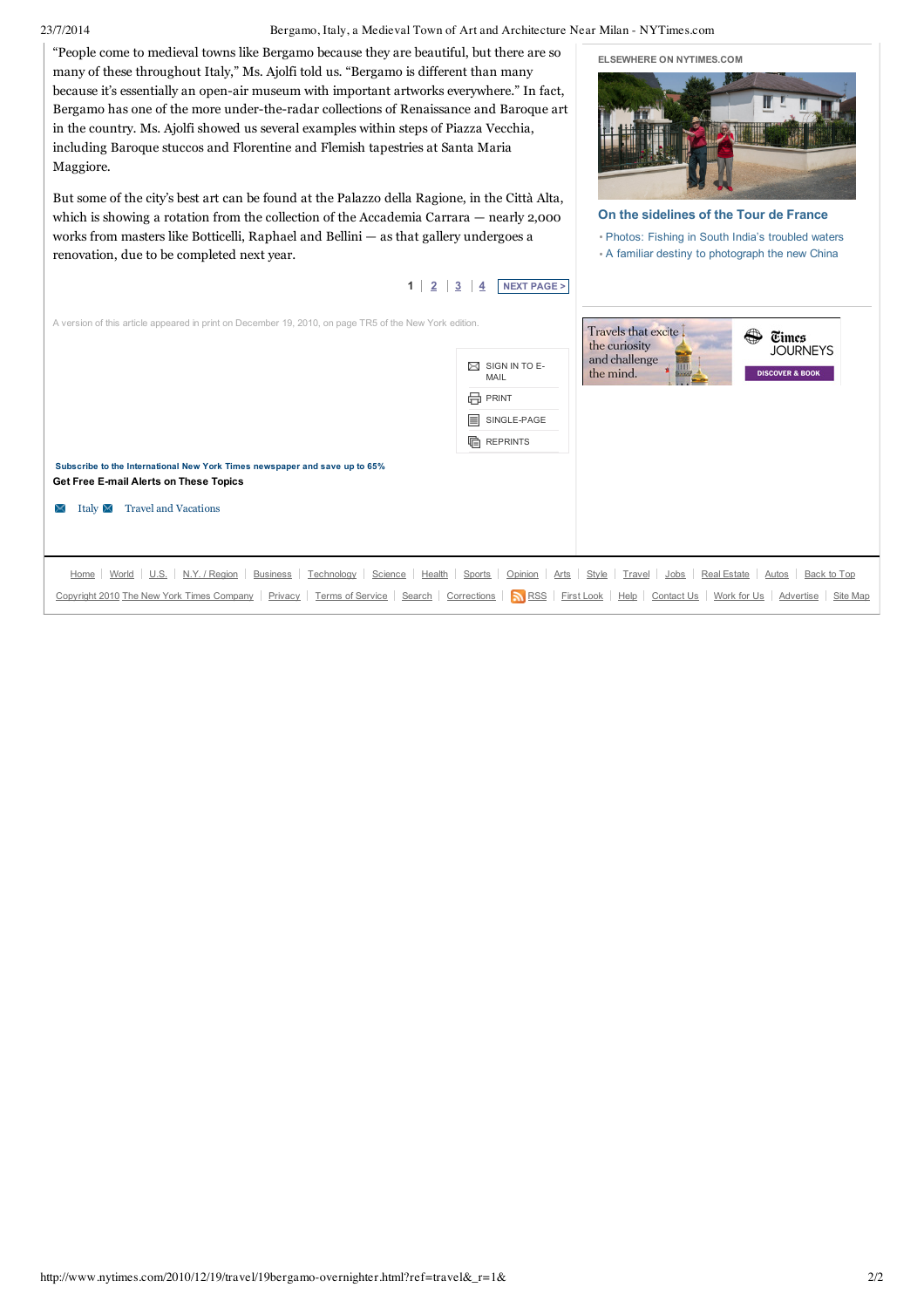“People come to medieval towns like Bergamo because they are beautiful, but there are so many of these throughout Italy,” Ms. Ajolfi told us. “Bergamo is different than many because it’s essentially an open-air museum with important artworks everywhere.” In fact, Bergamo has one of the more under-the-radar collections of Renaissance and Baroque art in the country. Ms. Ajolfi showed us several examples within steps of Piazza Vecchia, including Baroque stuccos and Florentine and Flemish tapestries at Santa Maria Maggiore.

But some of the city’s best art can be found at the Palazzo della Ragione, in the Città Alta, which is showing a rotation from the collection of the Accademia Carrara — nearly 2,000 works from masters like Botticelli, Raphael and Bellini — as that gallery undergoes a renovation, due to be completed next year.

1 | 2 | 3 | 4 NEXT PAGE >

A version of this article appeared in print on December 19, 2010, on page TR5 of the New York edition.

SIGN IN TO E-MAIL
PRINT
SINGLE-PAGE
REPRINTS

Subscribe to the International New York Times newspaper and save up to 65%

**Get Free E-mail Alerts on These Topics**

Italy
Travel and Vacations

ELSEWHERE ON NYTIMES.COM

**On the sidelines of the Tour de France**

- Photos: Fishing in South India’s troubled waters
- A familiar destiny to photograph the new China

Travels that excite the curiosity and challenge the mind.
Times JOURNEYS
DISCOVER & BOOK

Home | World | U.S. | N.Y. / Region | Business | Technology | Science | Health | Sports | Opinion | Arts | Style | Travel | Jobs | Real Estate | Autos | Back to Top

Copyright 2010 The New York Times Company | Privacy | Terms of Service | Search | Corrections | RSS | First Look | Help | Contact Us | Work for Us | Advertise | Site Map